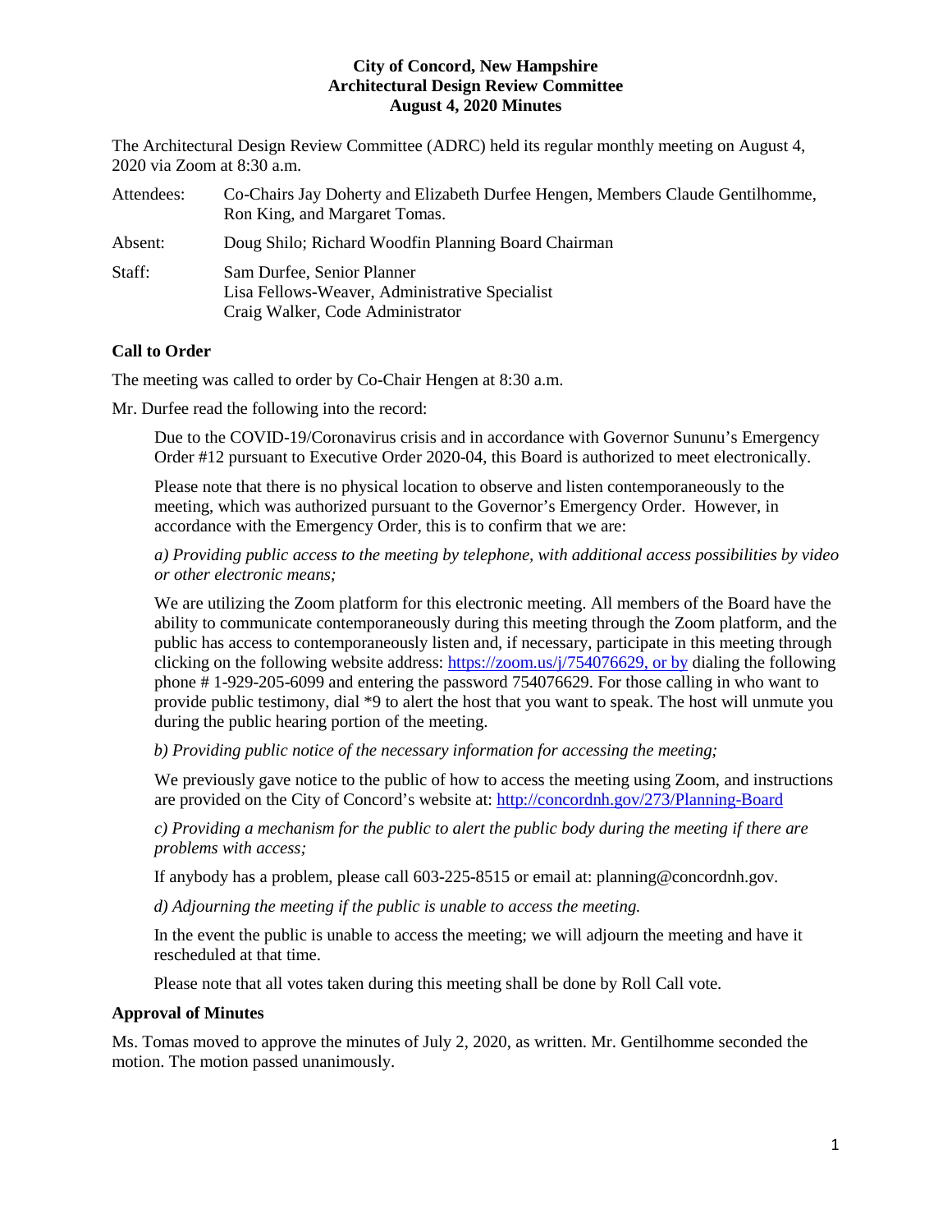**City of Concord, New Hampshire**
**Architectural Design Review Committee**
**August 4, 2020 Minutes**

The Architectural Design Review Committee (ADRC) held its regular monthly meeting on August 4, 2020 via Zoom at 8:30 a.m.

| | |
|---|---|
| Attendees: | Co-Chairs Jay Doherty and Elizabeth Durfee Hengen, Members Claude Gentilhomme, Ron King, and Margaret Tomas. |
| Absent: | Doug Shilo; Richard Woodfin Planning Board Chairman |
| Staff: | Sam Durfee, Senior Planner<br>Lisa Fellows-Weaver, Administrative Specialist<br>Craig Walker, Code Administrator |

## Call to Order

The meeting was called to order by Co-Chair Hengen at 8:30 a.m.

Mr. Durfee read the following into the record:

> Due to the COVID-19/Coronavirus crisis and in accordance with Governor Sununu's Emergency Order #12 pursuant to Executive Order 2020-04, this Board is authorized to meet electronically.
>
> Please note that there is no physical location to observe and listen contemporaneously to the meeting, which was authorized pursuant to the Governor's Emergency Order. However, in accordance with the Emergency Order, this is to confirm that we are:
>
> *a) Providing public access to the meeting by telephone, with additional access possibilities by video or other electronic means;*
>
> We are utilizing the Zoom platform for this electronic meeting. All members of the Board have the ability to communicate contemporaneously during this meeting through the Zoom platform, and the public has access to contemporaneously listen and, if necessary, participate in this meeting through clicking on the following website address: https://zoom.us/j/754076629, or by dialing the following phone # 1-929-205-6099 and entering the password 754076629. For those calling in who want to provide public testimony, dial *9 to alert the host that you want to speak. The host will unmute you during the public hearing portion of the meeting.
>
> *b) Providing public notice of the necessary information for accessing the meeting;*
>
> We previously gave notice to the public of how to access the meeting using Zoom, and instructions are provided on the City of Concord's website at: http://concordnh.gov/273/Planning-Board
>
> *c) Providing a mechanism for the public to alert the public body during the meeting if there are problems with access;*
>
> If anybody has a problem, please call 603-225-8515 or email at: planning@concordnh.gov.
>
> *d) Adjourning the meeting if the public is unable to access the meeting.*
>
> In the event the public is unable to access the meeting; we will adjourn the meeting and have it rescheduled at that time.
>
> Please note that all votes taken during this meeting shall be done by Roll Call vote.

## Approval of Minutes

Ms. Tomas moved to approve the minutes of July 2, 2020, as written. Mr. Gentilhomme seconded the motion. The motion passed unanimously.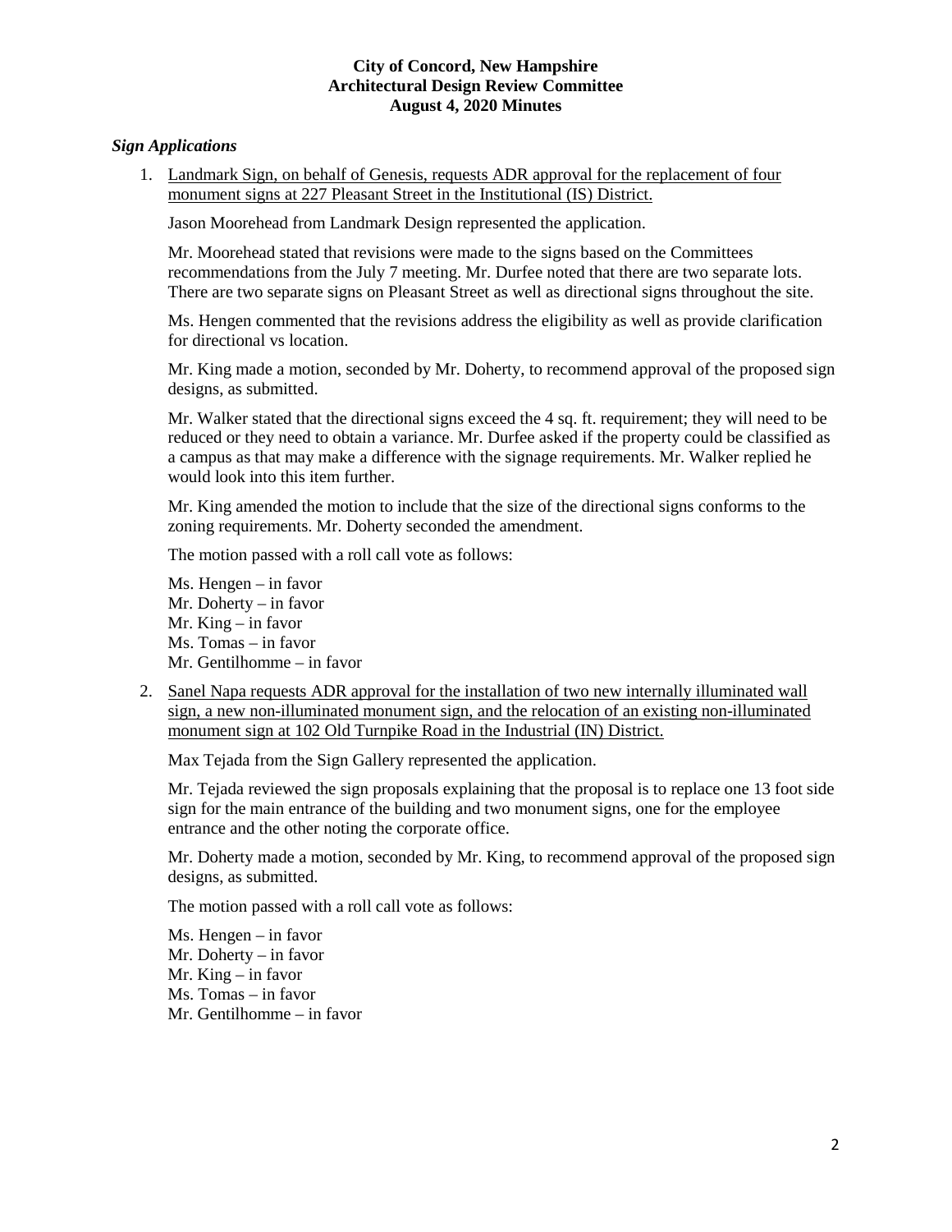**City of Concord, New Hampshire**
**Architectural Design Review Committee**
**August 4, 2020 Minutes**

### *Sign Applications*

1. Landmark Sign, on behalf of Genesis, requests ADR approval for the replacement of four monument signs at 227 Pleasant Street in the Institutional (IS) District.

   Jason Moorehead from Landmark Design represented the application.

   Mr. Moorehead stated that revisions were made to the signs based on the Committees recommendations from the July 7 meeting. Mr. Durfee noted that there are two separate lots. There are two separate signs on Pleasant Street as well as directional signs throughout the site.

   Ms. Hengen commented that the revisions address the eligibility as well as provide clarification for directional vs location.

   Mr. King made a motion, seconded by Mr. Doherty, to recommend approval of the proposed sign designs, as submitted.

   Mr. Walker stated that the directional signs exceed the 4 sq. ft. requirement; they will need to be reduced or they need to obtain a variance. Mr. Durfee asked if the property could be classified as a campus as that may make a difference with the signage requirements. Mr. Walker replied he would look into this item further.

   Mr. King amended the motion to include that the size of the directional signs conforms to the zoning requirements. Mr. Doherty seconded the amendment.

   The motion passed with a roll call vote as follows:

   Ms. Hengen – in favor
   Mr. Doherty – in favor
   Mr. King – in favor
   Ms. Tomas – in favor
   Mr. Gentilhomme – in favor

2. Sanel Napa requests ADR approval for the installation of two new internally illuminated wall sign, a new non-illuminated monument sign, and the relocation of an existing non-illuminated monument sign at 102 Old Turnpike Road in the Industrial (IN) District.

   Max Tejada from the Sign Gallery represented the application.

   Mr. Tejada reviewed the sign proposals explaining that the proposal is to replace one 13 foot side sign for the main entrance of the building and two monument signs, one for the employee entrance and the other noting the corporate office.

   Mr. Doherty made a motion, seconded by Mr. King, to recommend approval of the proposed sign designs, as submitted.

   The motion passed with a roll call vote as follows:

   Ms. Hengen – in favor
   Mr. Doherty – in favor
   Mr. King – in favor
   Ms. Tomas – in favor
   Mr. Gentilhomme – in favor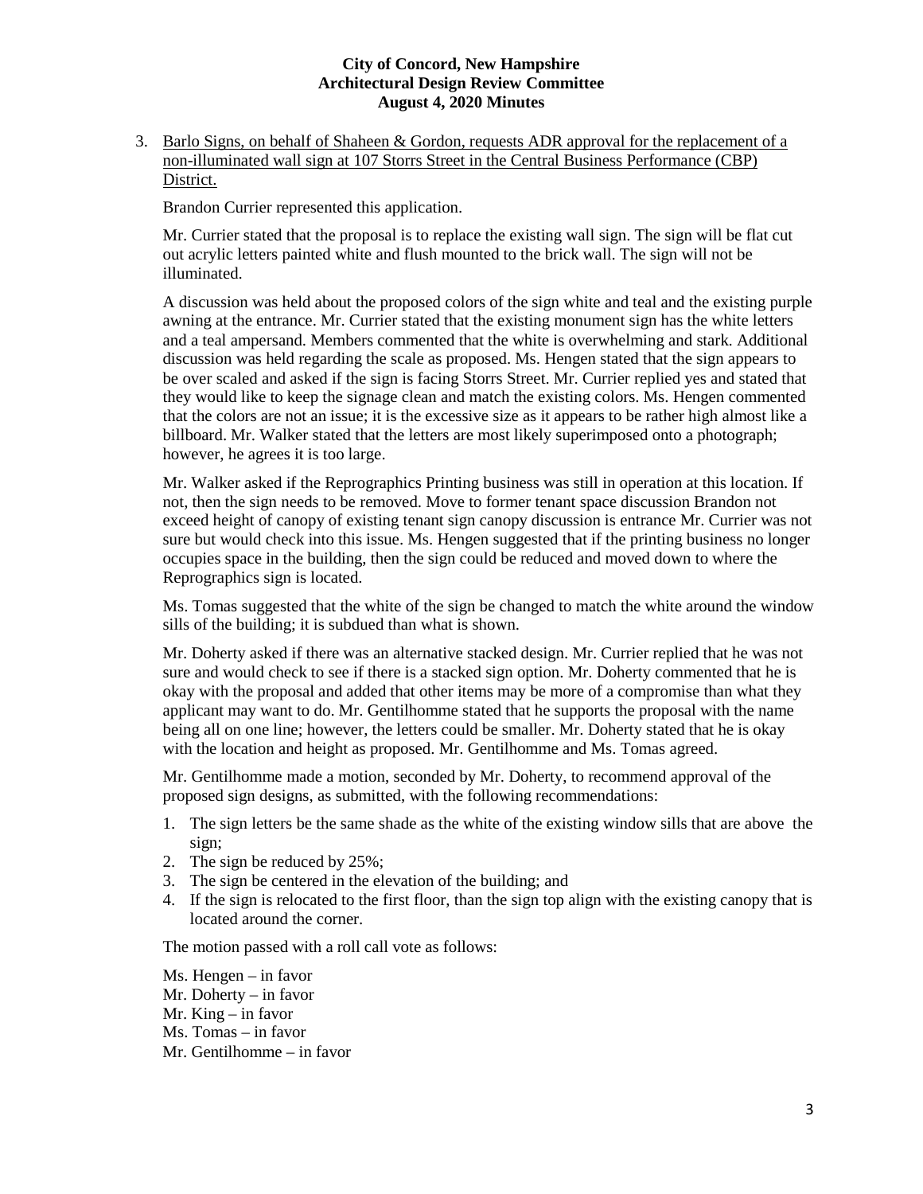**City of Concord, New Hampshire**
**Architectural Design Review Committee**
**August 4, 2020 Minutes**

3. Barlo Signs, on behalf of Shaheen & Gordon, requests ADR approval for the replacement of a non-illuminated wall sign at 107 Storrs Street in the Central Business Performance (CBP) District.

Brandon Currier represented this application.

Mr. Currier stated that the proposal is to replace the existing wall sign. The sign will be flat cut out acrylic letters painted white and flush mounted to the brick wall. The sign will not be illuminated.

A discussion was held about the proposed colors of the sign white and teal and the existing purple awning at the entrance. Mr. Currier stated that the existing monument sign has the white letters and a teal ampersand. Members commented that the white is overwhelming and stark. Additional discussion was held regarding the scale as proposed. Ms. Hengen stated that the sign appears to be over scaled and asked if the sign is facing Storrs Street. Mr. Currier replied yes and stated that they would like to keep the signage clean and match the existing colors. Ms. Hengen commented that the colors are not an issue; it is the excessive size as it appears to be rather high almost like a billboard. Mr. Walker stated that the letters are most likely superimposed onto a photograph; however, he agrees it is too large.

Mr. Walker asked if the Reprographics Printing business was still in operation at this location. If not, then the sign needs to be removed. Move to former tenant space discussion Brandon not exceed height of canopy of existing tenant sign canopy discussion is entrance Mr. Currier was not sure but would check into this issue. Ms. Hengen suggested that if the printing business no longer occupies space in the building, then the sign could be reduced and moved down to where the Reprographics sign is located.

Ms. Tomas suggested that the white of the sign be changed to match the white around the window sills of the building; it is subdued than what is shown.

Mr. Doherty asked if there was an alternative stacked design. Mr. Currier replied that he was not sure and would check to see if there is a stacked sign option. Mr. Doherty commented that he is okay with the proposal and added that other items may be more of a compromise than what they applicant may want to do. Mr. Gentilhomme stated that he supports the proposal with the name being all on one line; however, the letters could be smaller. Mr. Doherty stated that he is okay with the location and height as proposed. Mr. Gentilhomme and Ms. Tomas agreed.

Mr. Gentilhomme made a motion, seconded by Mr. Doherty, to recommend approval of the proposed sign designs, as submitted, with the following recommendations:

1. The sign letters be the same shade as the white of the existing window sills that are above the sign;
2. The sign be reduced by 25%;
3. The sign be centered in the elevation of the building; and
4. If the sign is relocated to the first floor, than the sign top align with the existing canopy that is located around the corner.

The motion passed with a roll call vote as follows:

Ms. Hengen – in favor
Mr. Doherty – in favor
Mr. King – in favor
Ms. Tomas – in favor
Mr. Gentilhomme – in favor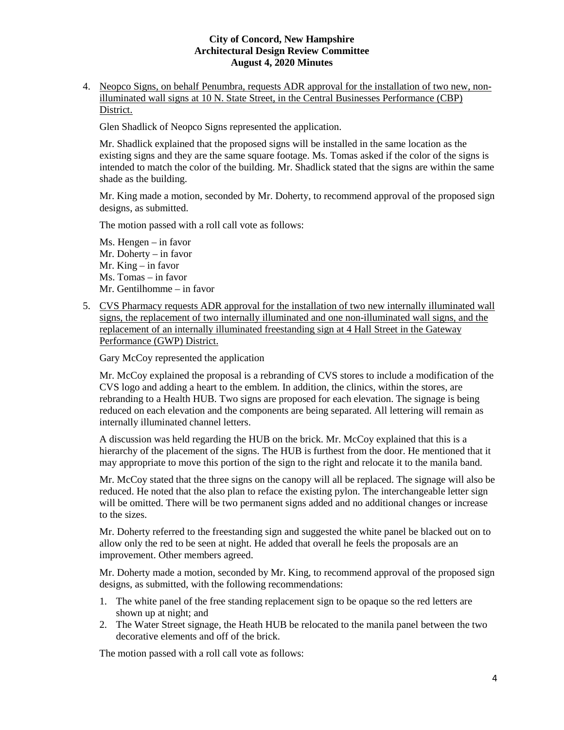4. <u>Neopco Signs, on behalf Penumbra, requests ADR approval for the installation of two new, non-illuminated wall signs at 10 N. State Street, in the Central Businesses Performance (CBP) District.</u>

   Glen Shadlick of Neopco Signs represented the application.

   Mr. Shadlick explained that the proposed signs will be installed in the same location as the existing signs and they are the same square footage. Ms. Tomas asked if the color of the signs is intended to match the color of the building. Mr. Shadlick stated that the signs are within the same shade as the building.

   Mr. King made a motion, seconded by Mr. Doherty, to recommend approval of the proposed sign designs, as submitted.

   The motion passed with a roll call vote as follows:

   Ms. Hengen – in favor
   Mr. Doherty – in favor
   Mr. King – in favor
   Ms. Tomas – in favor
   Mr. Gentilhomme – in favor

5. <u>CVS Pharmacy requests ADR approval for the installation of two new internally illuminated wall signs, the replacement of two internally illuminated and one non-illuminated wall signs, and the replacement of an internally illuminated freestanding sign at 4 Hall Street in the Gateway Performance (GWP) District.</u>

   Gary McCoy represented the application

   Mr. McCoy explained the proposal is a rebranding of CVS stores to include a modification of the CVS logo and adding a heart to the emblem. In addition, the clinics, within the stores, are rebranding to a Health HUB. Two signs are proposed for each elevation. The signage is being reduced on each elevation and the components are being separated. All lettering will remain as internally illuminated channel letters.

   A discussion was held regarding the HUB on the brick. Mr. McCoy explained that this is a hierarchy of the placement of the signs. The HUB is furthest from the door. He mentioned that it may appropriate to move this portion of the sign to the right and relocate it to the manila band.

   Mr. McCoy stated that the three signs on the canopy will all be replaced. The signage will also be reduced. He noted that the also plan to reface the existing pylon. The interchangeable letter sign will be omitted. There will be two permanent signs added and no additional changes or increase to the sizes.

   Mr. Doherty referred to the freestanding sign and suggested the white panel be blacked out on to allow only the red to be seen at night. He added that overall he feels the proposals are an improvement. Other members agreed.

   Mr. Doherty made a motion, seconded by Mr. King, to recommend approval of the proposed sign designs, as submitted, with the following recommendations:

   1. The white panel of the free standing replacement sign to be opaque so the red letters are shown up at night; and
   2. The Water Street signage, the Heath HUB be relocated to the manila panel between the two decorative elements and off of the brick.

   The motion passed with a roll call vote as follows: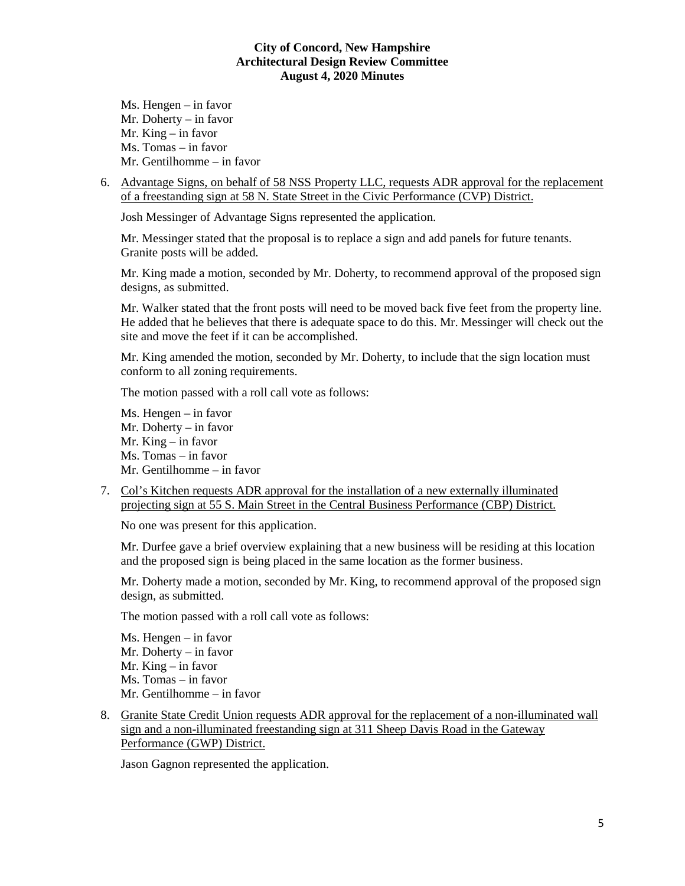Ms. Hengen – in favor
Mr. Doherty – in favor
Mr. King – in favor
Ms. Tomas – in favor
Mr. Gentilhomme – in favor

6. Advantage Signs, on behalf of 58 NSS Property LLC, requests ADR approval for the replacement of a freestanding sign at 58 N. State Street in the Civic Performance (CVP) District.

   Josh Messinger of Advantage Signs represented the application.

   Mr. Messinger stated that the proposal is to replace a sign and add panels for future tenants. Granite posts will be added.

   Mr. King made a motion, seconded by Mr. Doherty, to recommend approval of the proposed sign designs, as submitted.

   Mr. Walker stated that the front posts will need to be moved back five feet from the property line. He added that he believes that there is adequate space to do this. Mr. Messinger will check out the site and move the feet if it can be accomplished.

   Mr. King amended the motion, seconded by Mr. Doherty, to include that the sign location must conform to all zoning requirements.

   The motion passed with a roll call vote as follows:

   Ms. Hengen – in favor
   Mr. Doherty – in favor
   Mr. King – in favor
   Ms. Tomas – in favor
   Mr. Gentilhomme – in favor

7. Col's Kitchen requests ADR approval for the installation of a new externally illuminated projecting sign at 55 S. Main Street in the Central Business Performance (CBP) District.

   No one was present for this application.

   Mr. Durfee gave a brief overview explaining that a new business will be residing at this location and the proposed sign is being placed in the same location as the former business.

   Mr. Doherty made a motion, seconded by Mr. King, to recommend approval of the proposed sign design, as submitted.

   The motion passed with a roll call vote as follows:

   Ms. Hengen – in favor
   Mr. Doherty – in favor
   Mr. King – in favor
   Ms. Tomas – in favor
   Mr. Gentilhomme – in favor

8. Granite State Credit Union requests ADR approval for the replacement of a non-illuminated wall sign and a non-illuminated freestanding sign at 311 Sheep Davis Road in the Gateway Performance (GWP) District.

   Jason Gagnon represented the application.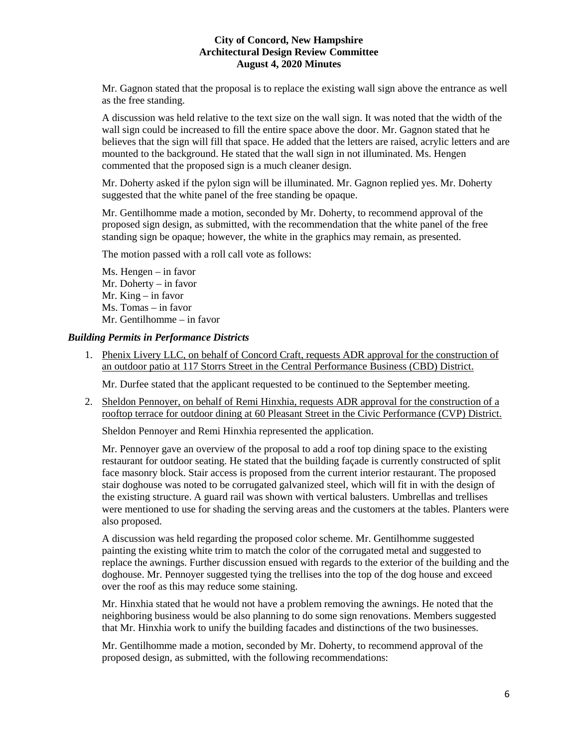Mr. Gagnon stated that the proposal is to replace the existing wall sign above the entrance as well as the free standing.

A discussion was held relative to the text size on the wall sign. It was noted that the width of the wall sign could be increased to fill the entire space above the door. Mr. Gagnon stated that he believes that the sign will fill that space. He added that the letters are raised, acrylic letters and are mounted to the background. He stated that the wall sign in not illuminated. Ms. Hengen commented that the proposed sign is a much cleaner design.

Mr. Doherty asked if the pylon sign will be illuminated. Mr. Gagnon replied yes. Mr. Doherty suggested that the white panel of the free standing be opaque.

Mr. Gentilhomme made a motion, seconded by Mr. Doherty, to recommend approval of the proposed sign design, as submitted, with the recommendation that the white panel of the free standing sign be opaque; however, the white in the graphics may remain, as presented.

The motion passed with a roll call vote as follows:

Ms. Hengen – in favor
Mr. Doherty – in favor
Mr. King – in favor
Ms. Tomas – in favor
Mr. Gentilhomme – in favor

### *Building Permits in Performance Districts*

1. Phenix Livery LLC, on behalf of Concord Craft, requests ADR approval for the construction of an outdoor patio at 117 Storrs Street in the Central Performance Business (CBD) District.

   Mr. Durfee stated that the applicant requested to be continued to the September meeting.

2. Sheldon Pennoyer, on behalf of Remi Hinxhia, requests ADR approval for the construction of a rooftop terrace for outdoor dining at 60 Pleasant Street in the Civic Performance (CVP) District.

   Sheldon Pennoyer and Remi Hinxhia represented the application.

   Mr. Pennoyer gave an overview of the proposal to add a roof top dining space to the existing restaurant for outdoor seating. He stated that the building façade is currently constructed of split face masonry block. Stair access is proposed from the current interior restaurant. The proposed stair doghouse was noted to be corrugated galvanized steel, which will fit in with the design of the existing structure. A guard rail was shown with vertical balusters. Umbrellas and trellises were mentioned to use for shading the serving areas and the customers at the tables. Planters were also proposed.

   A discussion was held regarding the proposed color scheme. Mr. Gentilhomme suggested painting the existing white trim to match the color of the corrugated metal and suggested to replace the awnings. Further discussion ensued with regards to the exterior of the building and the doghouse. Mr. Pennoyer suggested tying the trellises into the top of the dog house and exceed over the roof as this may reduce some staining.

   Mr. Hinxhia stated that he would not have a problem removing the awnings. He noted that the neighboring business would be also planning to do some sign renovations. Members suggested that Mr. Hinxhia work to unify the building facades and distinctions of the two businesses.

   Mr. Gentilhomme made a motion, seconded by Mr. Doherty, to recommend approval of the proposed design, as submitted, with the following recommendations: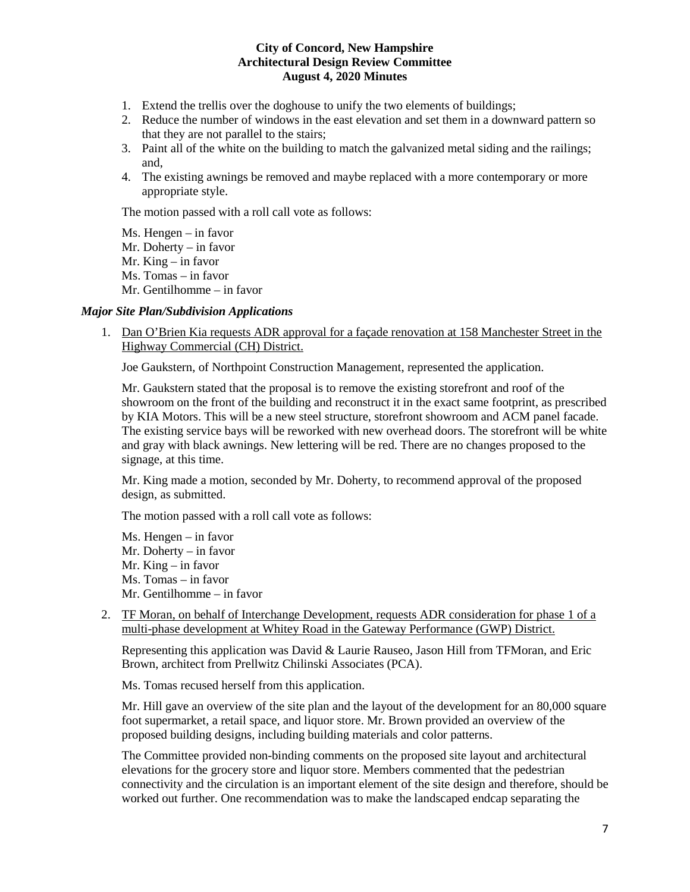1. Extend the trellis over the doghouse to unify the two elements of buildings;
2. Reduce the number of windows in the east elevation and set them in a downward pattern so that they are not parallel to the stairs;
3. Paint all of the white on the building to match the galvanized metal siding and the railings; and,
4. The existing awnings be removed and maybe replaced with a more contemporary or more appropriate style.

The motion passed with a roll call vote as follows:

Ms. Hengen – in favor
Mr. Doherty – in favor
Mr. King – in favor
Ms. Tomas – in favor
Mr. Gentilhomme – in favor

### *Major Site Plan/Subdivision Applications*

1. Dan O'Brien Kia requests ADR approval for a façade renovation at 158 Manchester Street in the Highway Commercial (CH) District.

   Joe Gaukstern, of Northpoint Construction Management, represented the application.

   Mr. Gaukstern stated that the proposal is to remove the existing storefront and roof of the showroom on the front of the building and reconstruct it in the exact same footprint, as prescribed by KIA Motors. This will be a new steel structure, storefront showroom and ACM panel facade. The existing service bays will be reworked with new overhead doors. The storefront will be white and gray with black awnings. New lettering will be red. There are no changes proposed to the signage, at this time.

   Mr. King made a motion, seconded by Mr. Doherty, to recommend approval of the proposed design, as submitted.

   The motion passed with a roll call vote as follows:

   Ms. Hengen – in favor
   Mr. Doherty – in favor
   Mr. King – in favor
   Ms. Tomas – in favor
   Mr. Gentilhomme – in favor

2. TF Moran, on behalf of Interchange Development, requests ADR consideration for phase 1 of a multi-phase development at Whitey Road in the Gateway Performance (GWP) District.

   Representing this application was David & Laurie Rauseo, Jason Hill from TFMoran, and Eric Brown, architect from Prellwitz Chilinski Associates (PCA).

   Ms. Tomas recused herself from this application.

   Mr. Hill gave an overview of the site plan and the layout of the development for an 80,000 square foot supermarket, a retail space, and liquor store. Mr. Brown provided an overview of the proposed building designs, including building materials and color patterns.

   The Committee provided non-binding comments on the proposed site layout and architectural elevations for the grocery store and liquor store. Members commented that the pedestrian connectivity and the circulation is an important element of the site design and therefore, should be worked out further. One recommendation was to make the landscaped endcap separating the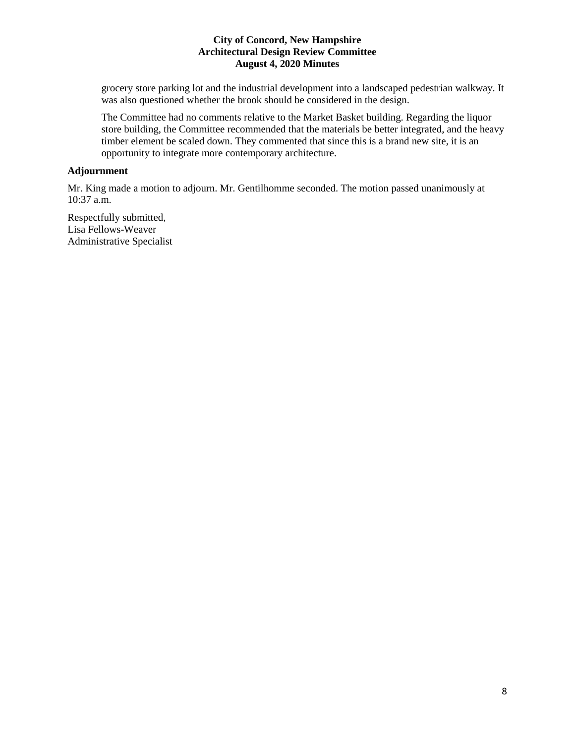grocery store parking lot and the industrial development into a landscaped pedestrian walkway. It was also questioned whether the brook should be considered in the design.

The Committee had no comments relative to the Market Basket building. Regarding the liquor store building, the Committee recommended that the materials be better integrated, and the heavy timber element be scaled down. They commented that since this is a brand new site, it is an opportunity to integrate more contemporary architecture.

**Adjournment**

Mr. King made a motion to adjourn. Mr. Gentilhomme seconded. The motion passed unanimously at 10:37 a.m.

Respectfully submitted,
Lisa Fellows-Weaver
Administrative Specialist